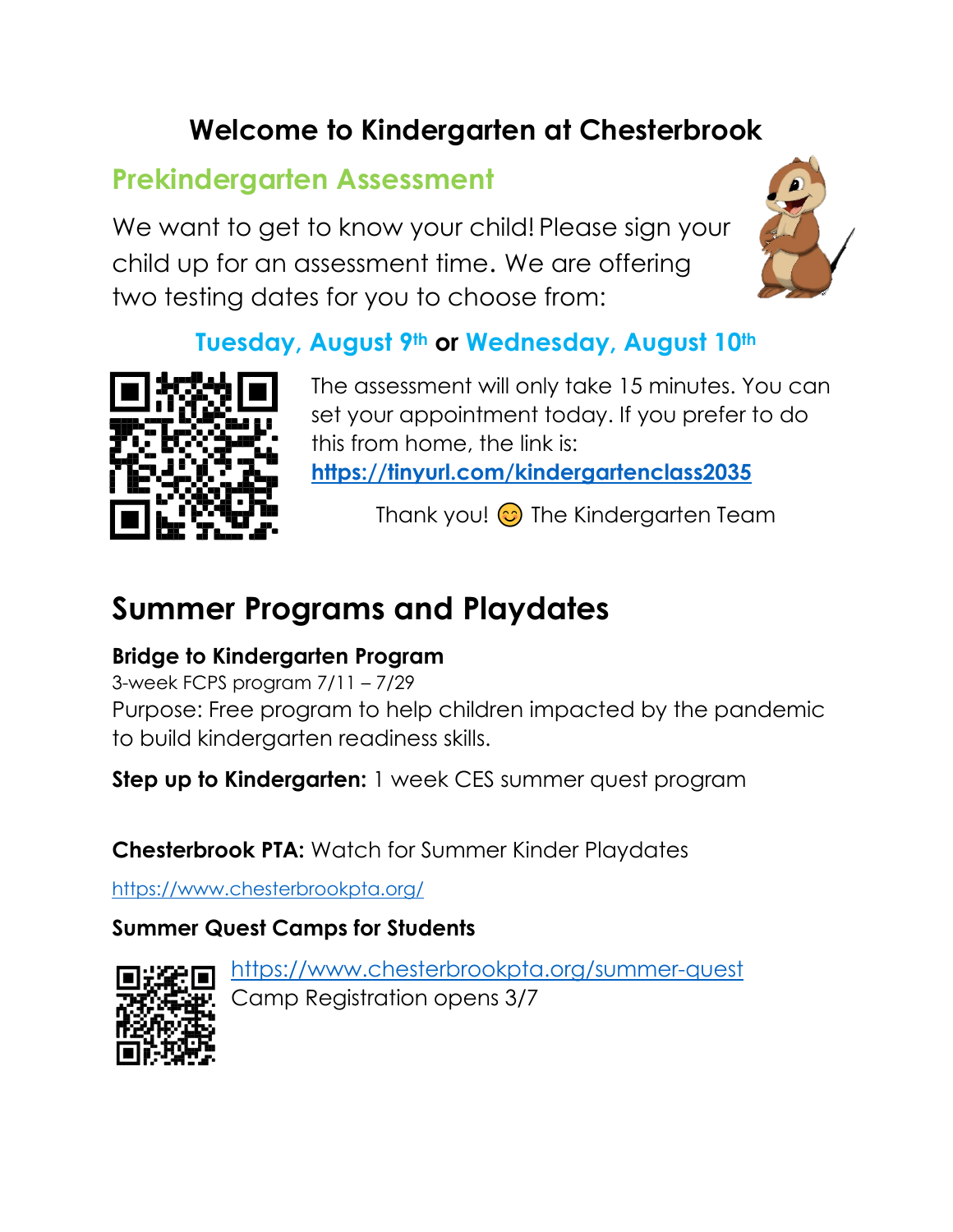# Welcome to Kindergarten at Chesterbrook

## Prekindergarten Assessment

We want to get to know your child! Please sign your child up for an assessment time. We are offering two testing dates for you to choose from:

**Tuesday, August 9th or Wednesday, August 10th**

The assessment will only take 15 minutes. You can set your appointment today. If you prefer to do this from home, the link is: **https://tinyurl.com/kindergartenclass2035**

Thank you! 😊 The Kindergarten Team

# Summer Programs and Playdates

**Bridge to Kindergarten Program**

3-week FCPS program 7/11 – 7/29

Purpose: Free program to help children impacted by the pandemic to build kindergarten readiness skills.

**Step up to Kindergarten:** 1 week CES summer quest program

**Chesterbrook PTA:** Watch for Summer Kinder Playdates

https://www.chesterbrookpta.org/

**Summer Quest Camps for Students**

https://www.chesterbrookpta.org/summer-quest

Camp Registration opens 3/7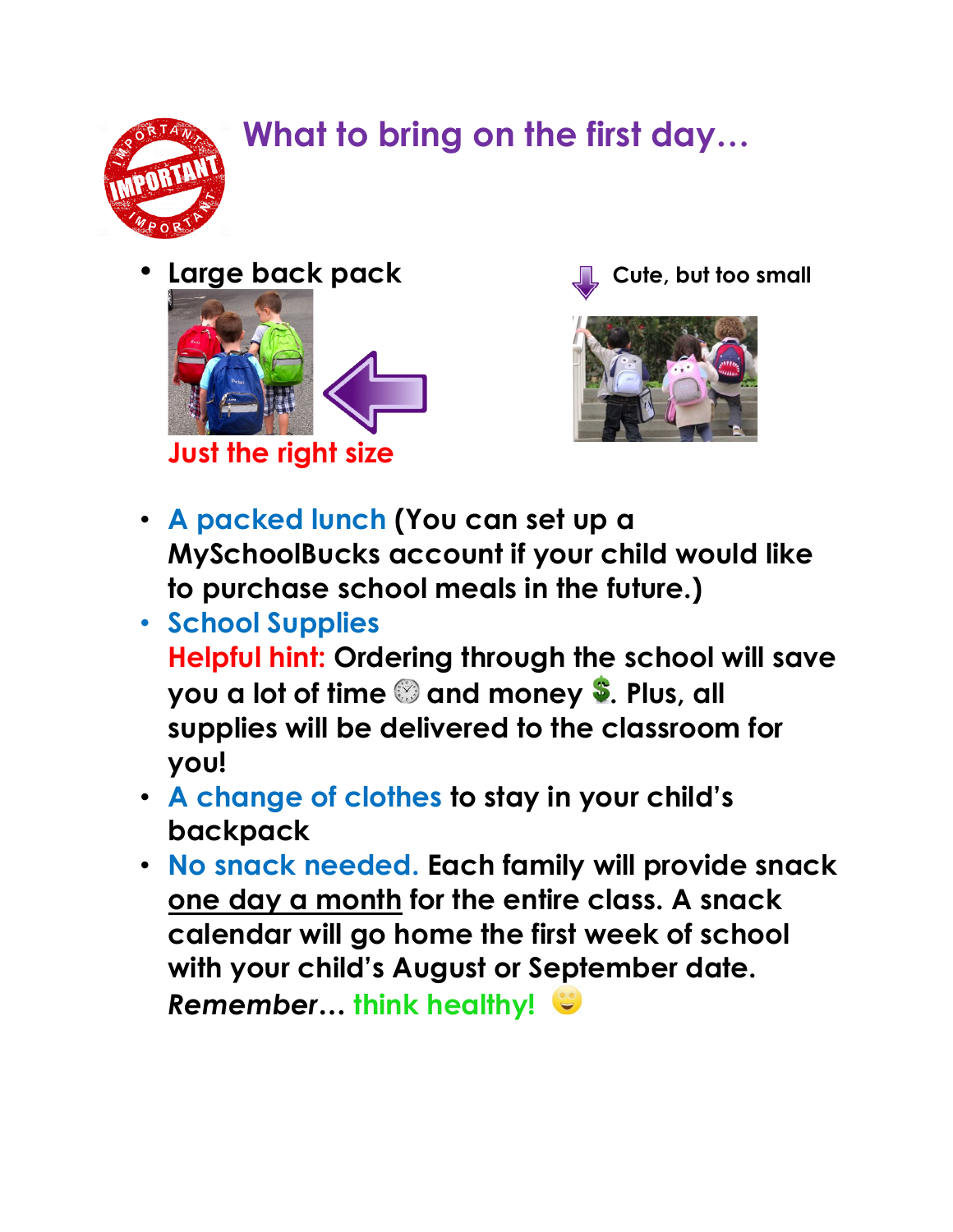## What to bring on the first day…

- **Large back pack**

  Just the right size

  Cute, but too small

- **A packed lunch (You can set up a MySchoolBucks account if your child would like to purchase school meals in the future.)**
- **School Supplies**
  **Helpful hint: Ordering through the school will save you a lot of time and money. Plus, all supplies will be delivered to the classroom for you!**
- **A change of clothes to stay in your child's backpack**
- **No snack needed. Each family will provide snack <u>one day a month</u> for the entire class. A snack calendar will go home the first week of school with your child's August or September date.** ***Remember…*** **think healthy!**